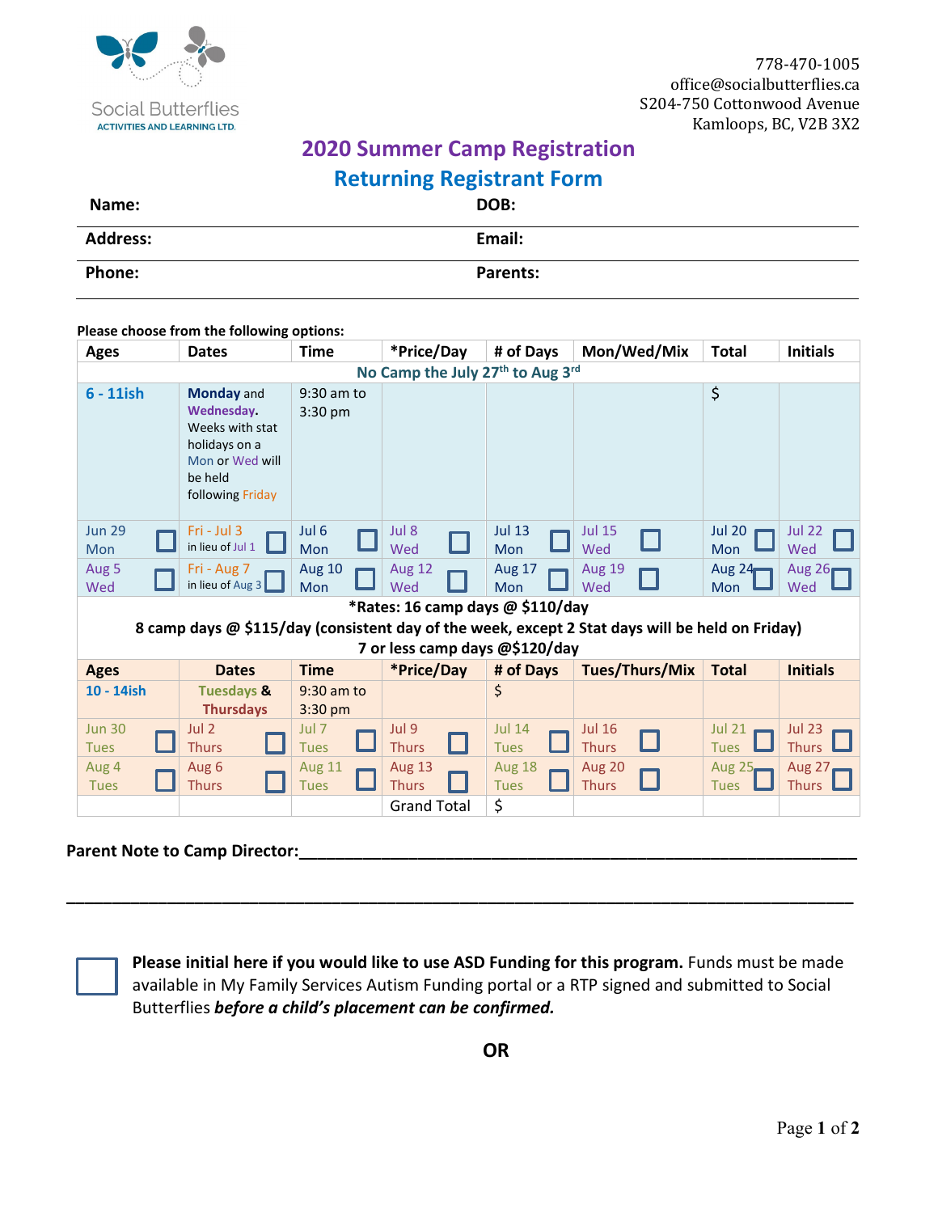Social Butterflies
ACTIVITIES AND LEARNING LTD.

778-470-1005
office@socialbutterflies.ca
S204-750 Cottonwood Avenue
Kamloops, BC, V2B 3X2

# 2020 Summer Camp Registration

## Returning Registrant Form

| **Name:** | **DOB:** |
|---|---|
| **Address:** | **Email:** |
| **Phone:** | **Parents:** |

**Please choose from the following options:**

| Ages | Dates | Time | *Price/Day | # of Days | Mon/Wed/Mix | Total | Initials |
|---|---|---|---|---|---|---|---|
| | | | No Camp the July 27th to Aug 3rd | | | | |
| 6 - 11ish | **Monday** and **Wednesday**. Weeks with stat holidays on a Mon or Wed will be held following Friday | 9:30 am to 3:30 pm | | | | $ | |
| Jun 29 Mon ☐ | Fri - Jul 3 in lieu of Jul 1 ☐ | Jul 6 Mon ☐ | Jul 8 Wed ☐ | Jul 13 Mon ☐ | Jul 15 Wed ☐ | Jul 20 Mon ☐ | Jul 22 Wed ☐ |
| Aug 5 Wed ☐ | Fri - Aug 7 in lieu of Aug 3 ☐ | Aug 10 Mon ☐ | Aug 12 Wed ☐ | Aug 17 Mon ☐ | Aug 19 Wed ☐ | Aug 24 Mon ☐ | Aug 26 Wed ☐ |

**\*Rates: 16 camp days @ $110/day**
**8 camp days @ $115/day (consistent day of the week, except 2 Stat days will be held on Friday)**
**7 or less camp days @$120/day**

| Ages | Dates | Time | *Price/Day | # of Days | Tues/Thurs/Mix | Total | Initials |
|---|---|---|---|---|---|---|---|
| 10 - 14ish | Tuesdays & Thursdays | 9:30 am to 3:30 pm | | $ | | | |
| Jun 30 Tues ☐ | Jul 2 Thurs ☐ | Jul 7 Tues ☐ | Jul 9 Thurs ☐ | Jul 14 Tues ☐ | Jul 16 Thurs ☐ | Jul 21 Tues ☐ | Jul 23 Thurs ☐ |
| Aug 4 Tues ☐ | Aug 6 Thurs ☐ | Aug 11 Tues ☐ | Aug 13 Thurs ☐ | Aug 18 Tues ☐ | Aug 20 Thurs ☐ | Aug 25 Tues ☐ | Aug 27 Thurs ☐ |
| | | | Grand Total | $ | | | |

**Parent Note to Camp Director:**______________________________________________________________

________________________________________________________________________________________

☐ **Please initial here if you would like to use ASD Funding for this program.** Funds must be made available in My Family Services Autism Funding portal or a RTP signed and submitted to Social Butterflies ***before a child's placement can be confirmed.***

**OR**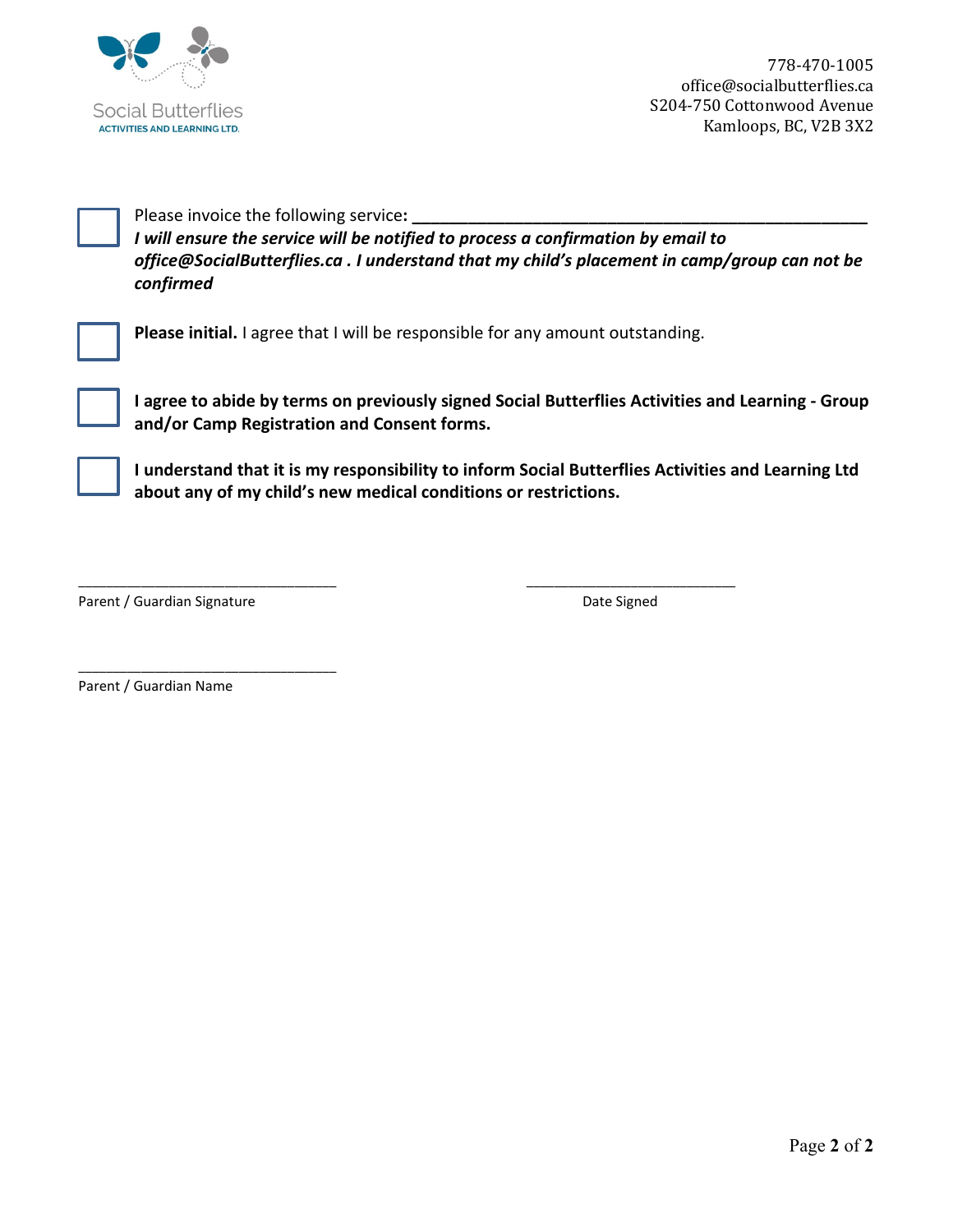Social Butterflies
ACTIVITIES AND LEARNING LTD.

778-470-1005
office@socialbutterflies.ca
S204-750 Cottonwood Avenue
Kamloops, BC, V2B 3X2

☐ Please invoice the following service**: ____________________________________________**
***I will ensure the service will be notified to process a confirmation by email to office@SocialButterflies.ca . I understand that my child's placement in camp/group can not be confirmed***

☐ **Please initial.** I agree that I will be responsible for any amount outstanding.

☐ **I agree to abide by terms on previously signed Social Butterflies Activities and Learning - Group and/or Camp Registration and Consent forms.**

☐ **I understand that it is my responsibility to inform Social Butterflies Activities and Learning Ltd about any of my child's new medical conditions or restrictions.**

_________________________________ 
Parent / Guardian Signature

___________________________
Date Signed

_________________________________
Parent / Guardian Name